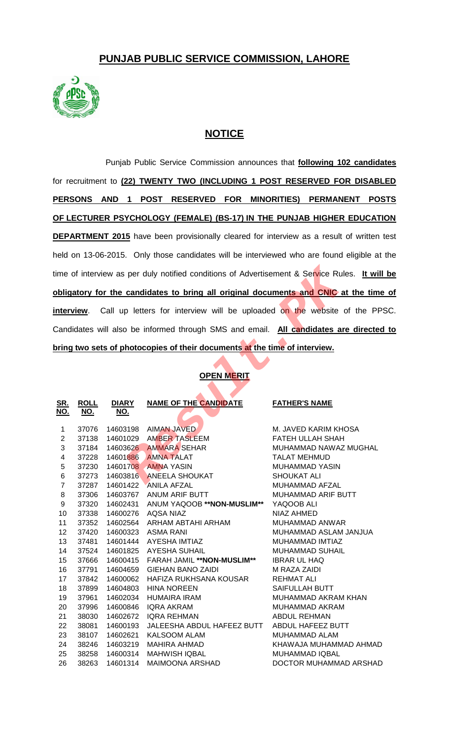# PUNJAB PUBLIC SERVICE COMMISSION, LAHORE

## NOTICE

Punjab Public Service Commission announces that **following 102 candidates** for recruitment to **(22) TWENTY TWO (INCLUDING 1 POST RESERVED FOR DISABLED PERSONS AND 1 POST RESERVED FOR MINORITIES) PERMANENT POSTS OF LECTURER PSYCHOLOGY (FEMALE) (BS-17) IN THE PUNJAB HIGHER EDUCATION DEPARTMENT 2015** have been provisionally cleared for interview as a result of written test held on 13-06-2015. Only those candidates will be interviewed who are found eligible at the time of interview as per duly notified conditions of Advertisement & Service Rules. **It will be obligatory for the candidates to bring all original documents and CNIC at the time of interview**. Call up letters for interview will be uploaded on the website of the PPSC. Candidates will also be informed through SMS and email. **All candidates are directed to bring two sets of photocopies of their documents at the time of interview.**

### OPEN MERIT

| SR. NO. | ROLL NO. | DIARY NO. | NAME OF THE CANDIDATE | FATHER'S NAME |
|---|---|---|---|---|
| 1 | 37076 | 14603198 | AIMAN JAVED | M. JAVED KARIM KHOSA |
| 2 | 37138 | 14601029 | AMBER TASLEEM | FATEH ULLAH SHAH |
| 3 | 37184 | 14603626 | AMMARA SEHAR | MUHAMMAD NAWAZ MUGHAL |
| 4 | 37228 | 14601886 | AMNA TALAT | TALAT MEHMUD |
| 5 | 37230 | 14601708 | AMNA YASIN | MUHAMMAD YASIN |
| 6 | 37273 | 14603816 | ANEELA SHOUKAT | SHOUKAT ALI |
| 7 | 37287 | 14601422 | ANILA AFZAL | MUHAMMAD AFZAL |
| 8 | 37306 | 14603767 | ANUM ARIF BUTT | MUHAMMAD ARIF BUTT |
| 9 | 37320 | 14602431 | ANUM YAQOOB **NON-MUSLIM** | YAQOOB ALI |
| 10 | 37338 | 14600276 | AQSA NIAZ | NIAZ AHMED |
| 11 | 37352 | 14602564 | ARHAM ABTAHI ARHAM | MUHAMMAD ANWAR |
| 12 | 37420 | 14600323 | ASMA RANI | MUHAMMAD ASLAM JANJUA |
| 13 | 37481 | 14601444 | AYESHA IMTIAZ | MUHAMMAD IMTIAZ |
| 14 | 37524 | 14601825 | AYESHA SUHAIL | MUHAMMAD SUHAIL |
| 15 | 37666 | 14600415 | FARAH JAMIL **NON-MUSLIM** | IBRAR UL HAQ |
| 16 | 37791 | 14604659 | GIEHAN BANO ZAIDI | M RAZA ZAIDI |
| 17 | 37842 | 14600062 | HAFIZA RUKHSANA KOUSAR | REHMAT ALI |
| 18 | 37899 | 14604803 | HINA NOREEN | SAIFULLAH BUTT |
| 19 | 37961 | 14602034 | HUMAIRA IRAM | MUHAMMAD AKRAM KHAN |
| 20 | 37996 | 14600846 | IQRA AKRAM | MUHAMMAD AKRAM |
| 21 | 38030 | 14602672 | IQRA REHMAN | ABDUL REHMAN |
| 22 | 38081 | 14600193 | JALEESHA ABDUL HAFEEZ BUTT | ABDUL HAFEEZ BUTT |
| 23 | 38107 | 14602621 | KALSOOM ALAM | MUHAMMAD ALAM |
| 24 | 38246 | 14603219 | MAHIRA AHMAD | KHAWAJA MUHAMMAD AHMAD |
| 25 | 38258 | 14600314 | MAHWISH IQBAL | MUHAMMAD IQBAL |
| 26 | 38263 | 14601314 | MAIMOONA ARSHAD | DOCTOR MUHAMMAD ARSHAD |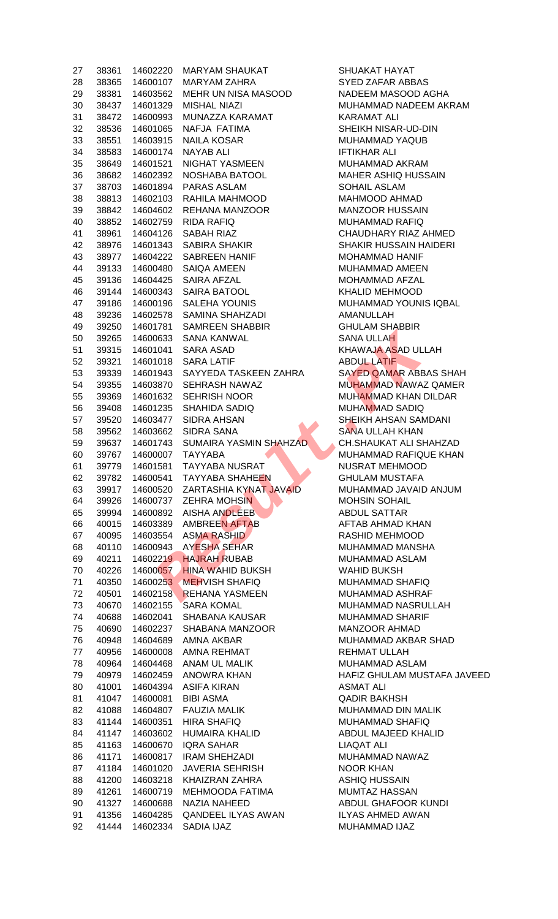| | | | | |
|---|---|---|---|---|
| 27 | 38361 | 14602220 | MARYAM SHAUKAT | SHUAKAT HAYAT |
| 28 | 38365 | 14600107 | MARYAM ZAHRA | SYED ZAFAR ABBAS |
| 29 | 38381 | 14603562 | MEHR UN NISA MASOOD | NADEEM MASOOD AGHA |
| 30 | 38437 | 14601329 | MISHAL NIAZI | MUHAMMAD NADEEM AKRAM |
| 31 | 38472 | 14600993 | MUNAZZA KARAMAT | KARAMAT ALI |
| 32 | 38536 | 14601065 | NAFJA FATIMA | SHEIKH NISAR-UD-DIN |
| 33 | 38551 | 14603915 | NAILA KOSAR | MUHAMMAD YAQUB |
| 34 | 38583 | 14600174 | NAYAB ALI | IFTIKHAR ALI |
| 35 | 38649 | 14601521 | NIGHAT YASMEEN | MUHAMMAD AKRAM |
| 36 | 38682 | 14602392 | NOSHABA BATOOL | MAHER ASHIQ HUSSAIN |
| 37 | 38703 | 14601894 | PARAS ASLAM | SOHAIL ASLAM |
| 38 | 38813 | 14602103 | RAHILA MAHMOOD | MAHMOOD AHMAD |
| 39 | 38842 | 14604602 | REHANA MANZOOR | MANZOOR HUSSAIN |
| 40 | 38852 | 14602759 | RIDA RAFIQ | MUHAMMAD RAFIQ |
| 41 | 38961 | 14604126 | SABAH RIAZ | CHAUDHARY RIAZ AHMED |
| 42 | 38976 | 14601343 | SABIRA SHAKIR | SHAKIR HUSSAIN HAIDERI |
| 43 | 38977 | 14604222 | SABREEN HANIF | MOHAMMAD HANIF |
| 44 | 39133 | 14600480 | SAIQA AMEEN | MUHAMMAD AMEEN |
| 45 | 39136 | 14604425 | SAIRA AFZAL | MOHAMMAD AFZAL |
| 46 | 39144 | 14600343 | SAIRA BATOOL | KHALID MEHMOOD |
| 47 | 39186 | 14600196 | SALEHA YOUNIS | MUHAMMAD YOUNIS IQBAL |
| 48 | 39236 | 14602578 | SAMINA SHAHZADI | AMANULLAH |
| 49 | 39250 | 14601781 | SAMREEN SHABBIR | GHULAM SHABBIR |
| 50 | 39265 | 14600633 | SANA KANWAL | SANA ULLAH |
| 51 | 39315 | 14601041 | SARA ASAD | KHAWAJA ASAD ULLAH |
| 52 | 39321 | 14601018 | SARA LATIF | ABDUL LATIF |
| 53 | 39339 | 14601943 | SAYYEDA TASKEEN ZAHRA | SAYED QAMAR ABBAS SHAH |
| 54 | 39355 | 14603870 | SEHRASH NAWAZ | MUHAMMAD NAWAZ QAMER |
| 55 | 39369 | 14601632 | SEHRISH NOOR | MUHAMMAD KHAN DILDAR |
| 56 | 39408 | 14601235 | SHAHIDA SADIQ | MUHAMMAD SADIQ |
| 57 | 39520 | 14603477 | SIDRA AHSAN | SHEIKH AHSAN SAMDANI |
| 58 | 39562 | 14603662 | SIDRA SANA | SANA ULLAH KHAN |
| 59 | 39637 | 14601743 | SUMAIRA YASMIN SHAHZAD | CH.SHAUKAT ALI SHAHZAD |
| 60 | 39767 | 14600007 | TAYYABA | MUHAMMAD RAFIQUE KHAN |
| 61 | 39779 | 14601581 | TAYYABA NUSRAT | NUSRAT MEHMOOD |
| 62 | 39782 | 14600541 | TAYYABA SHAHEEN | GHULAM MUSTAFA |
| 63 | 39917 | 14600520 | ZARTASHIA KYNAT JAVAID | MUHAMMAD JAVAID ANJUM |
| 64 | 39926 | 14600737 | ZEHRA MOHSIN | MOHSIN SOHAIL |
| 65 | 39994 | 14600892 | AISHA ANDLEEB | ABDUL SATTAR |
| 66 | 40015 | 14603389 | AMBREEN AFTAB | AFTAB AHMAD KHAN |
| 67 | 40095 | 14603554 | ASMA RASHID | RASHID MEHMOOD |
| 68 | 40110 | 14600943 | AYESHA SEHAR | MUHAMMAD MANSHA |
| 69 | 40211 | 14602219 | HAJRAH RUBAB | MUHAMMAD ASLAM |
| 70 | 40226 | 14600057 | HINA WAHID BUKSH | WAHID BUKSH |
| 71 | 40350 | 14600253 | MEHVISH SHAFIQ | MUHAMMAD SHAFIQ |
| 72 | 40501 | 14602158 | REHANA YASMEEN | MUHAMMAD ASHRAF |
| 73 | 40670 | 14602155 | SARA KOMAL | MUHAMMAD NASRULLAH |
| 74 | 40688 | 14602041 | SHABANA KAUSAR | MUHAMMAD SHARIF |
| 75 | 40690 | 14602237 | SHABANA MANZOOR | MANZOOR AHMAD |
| 76 | 40948 | 14604689 | AMNA AKBAR | MUHAMMAD AKBAR SHAD |
| 77 | 40956 | 14600008 | AMNA REHMAT | REHMAT ULLAH |
| 78 | 40964 | 14604468 | ANAM UL MALIK | MUHAMMAD ASLAM |
| 79 | 40979 | 14602459 | ANOWRA KHAN | HAFIZ GHULAM MUSTAFA JAVEED |
| 80 | 41001 | 14604394 | ASIFA KIRAN | ASMAT ALI |
| 81 | 41047 | 14600081 | BIBI ASMA | QADIR BAKHSH |
| 82 | 41088 | 14604807 | FAUZIA MALIK | MUHAMMAD DIN MALIK |
| 83 | 41144 | 14600351 | HIRA SHAFIQ | MUHAMMAD SHAFIQ |
| 84 | 41147 | 14603602 | HUMAIRA KHALID | ABDUL MAJEED KHALID |
| 85 | 41163 | 14600670 | IQRA SAHAR | LIAQAT ALI |
| 86 | 41171 | 14600817 | IRAM SHEHZADI | MUHAMMAD NAWAZ |
| 87 | 41184 | 14601020 | JAVERIA SEHRISH | NOOR KHAN |
| 88 | 41200 | 14603218 | KHAIZRAN ZAHRA | ASHIQ HUSSAIN |
| 89 | 41261 | 14600719 | MEHMOODA FATIMA | MUMTAZ HASSAN |
| 90 | 41327 | 14600688 | NAZIA NAHEED | ABDUL GHAFOOR KUNDI |
| 91 | 41356 | 14604285 | QANDEEL ILYAS AWAN | ILYAS AHMED AWAN |
| 92 | 41444 | 14602334 | SADIA IJAZ | MUHAMMAD IJAZ |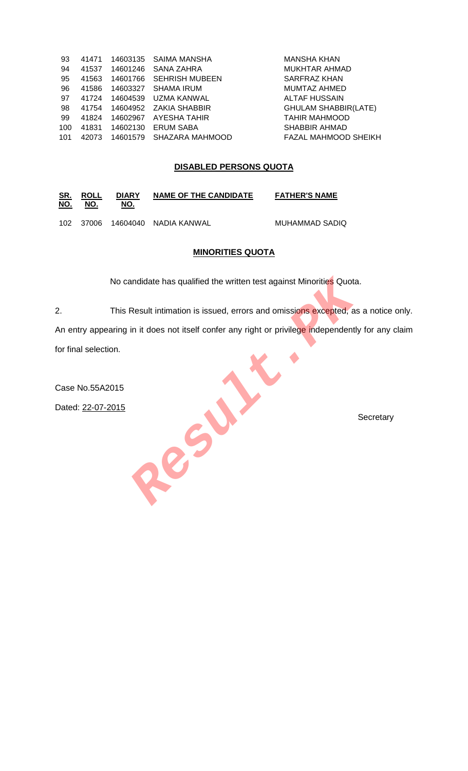| | | | | |
|---|---|---|---|---|
| 93 | 41471 | 14603135 | SAIMA MANSHA | MANSHA KHAN |
| 94 | 41537 | 14601246 | SANA ZAHRA | MUKHTAR AHMAD |
| 95 | 41563 | 14601766 | SEHRISH MUBEEN | SARFRAZ KHAN |
| 96 | 41586 | 14603327 | SHAMA IRUM | MUMTAZ AHMED |
| 97 | 41724 | 14604539 | UZMA KANWAL | ALTAF HUSSAIN |
| 98 | 41754 | 14604952 | ZAKIA SHABBIR | GHULAM SHABBIR(LATE) |
| 99 | 41824 | 14602967 | AYESHA TAHIR | TAHIR MAHMOOD |
| 100 | 41831 | 14602130 | ERUM SABA | SHABBIR AHMAD |
| 101 | 42073 | 14601579 | SHAZARA MAHMOOD | FAZAL MAHMOOD SHEIKH |

## DISABLED PERSONS QUOTA

| SR. NO. | ROLL NO. | DIARY NO. | NAME OF THE CANDIDATE | FATHER'S NAME |
|---|---|---|---|---|
| 102 | 37006 | 14604040 | NADIA KANWAL | MUHAMMAD SADIQ |

## MINORITIES QUOTA

No candidate has qualified the written test against Minorities Quota.

2. This Result intimation is issued, errors and omissions excepted, as a notice only. An entry appearing in it does not itself confer any right or privilege independently for any claim for final selection.

Case No.55A2015

Dated: 22-07-2015

Secretary